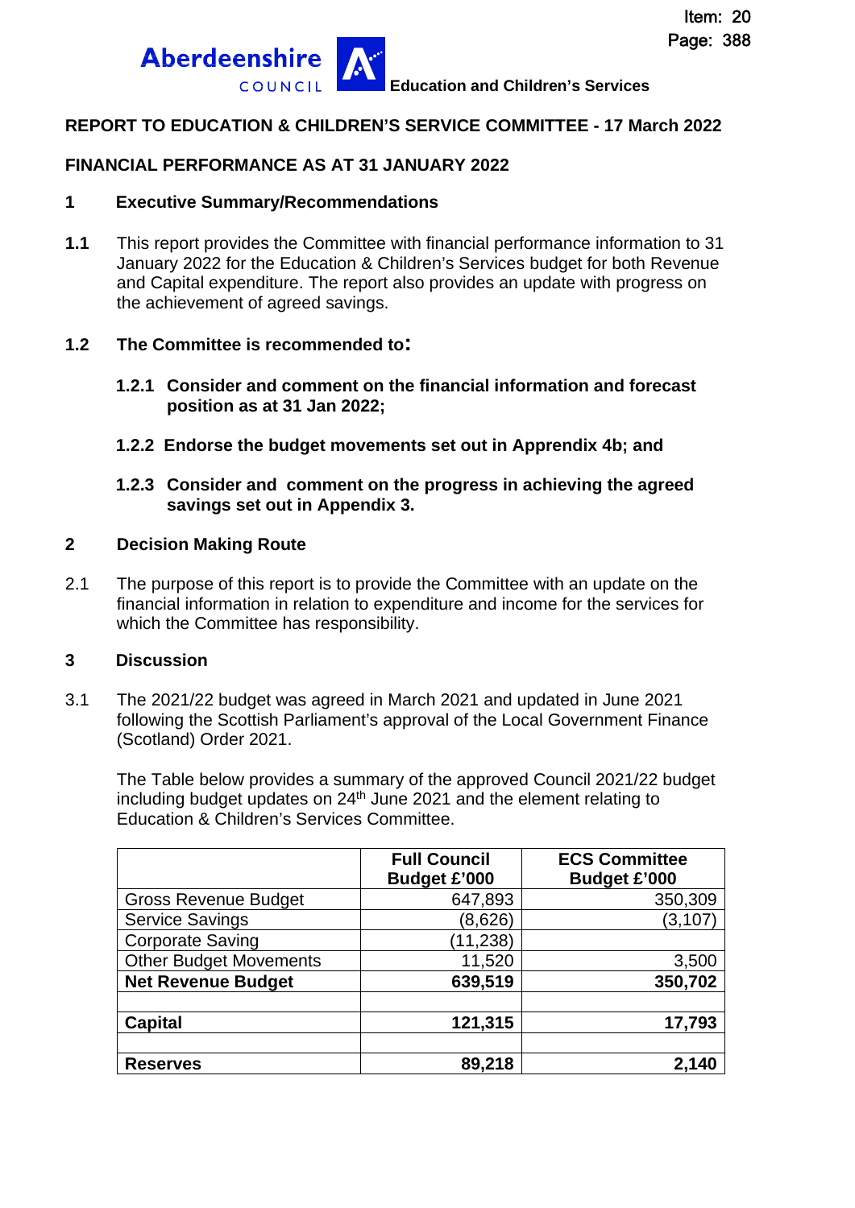Education and Children's Services

# REPORT TO EDUCATION & CHILDREN'S SERVICE COMMITTEE - 17 March 2022

## FINANCIAL PERFORMANCE AS AT 31 JANUARY 2022

### 1 Executive Summary/Recommendations

**1.1** This report provides the Committee with financial performance information to 31 January 2022 for the Education & Children's Services budget for both Revenue and Capital expenditure. The report also provides an update with progress on the achievement of agreed savings.

**1.2 The Committee is recommended to:**

**1.2.1 Consider and comment on the financial information and forecast position as at 31 Jan 2022;**

**1.2.2 Endorse the budget movements set out in Apprendix 4b; and**

**1.2.3 Consider and comment on the progress in achieving the agreed savings set out in Appendix 3.**

### 2 Decision Making Route

2.1 The purpose of this report is to provide the Committee with an update on the financial information in relation to expenditure and income for the services for which the Committee has responsibility.

### 3 Discussion

3.1 The 2021/22 budget was agreed in March 2021 and updated in June 2021 following the Scottish Parliament's approval of the Local Government Finance (Scotland) Order 2021.

The Table below provides a summary of the approved Council 2021/22 budget including budget updates on 24th June 2021 and the element relating to Education & Children's Services Committee.

| | Full Council Budget £'000 | ECS Committee Budget £'000 |
|---|---|---|
| Gross Revenue Budget | 647,893 | 350,309 |
| Service Savings | (8,626) | (3,107) |
| Corporate Saving | (11,238) | |
| Other Budget Movements | 11,520 | 3,500 |
| **Net Revenue Budget** | **639,519** | **350,702** |
| | | |
| **Capital** | **121,315** | **17,793** |
| | | |
| **Reserves** | **89,218** | **2,140** |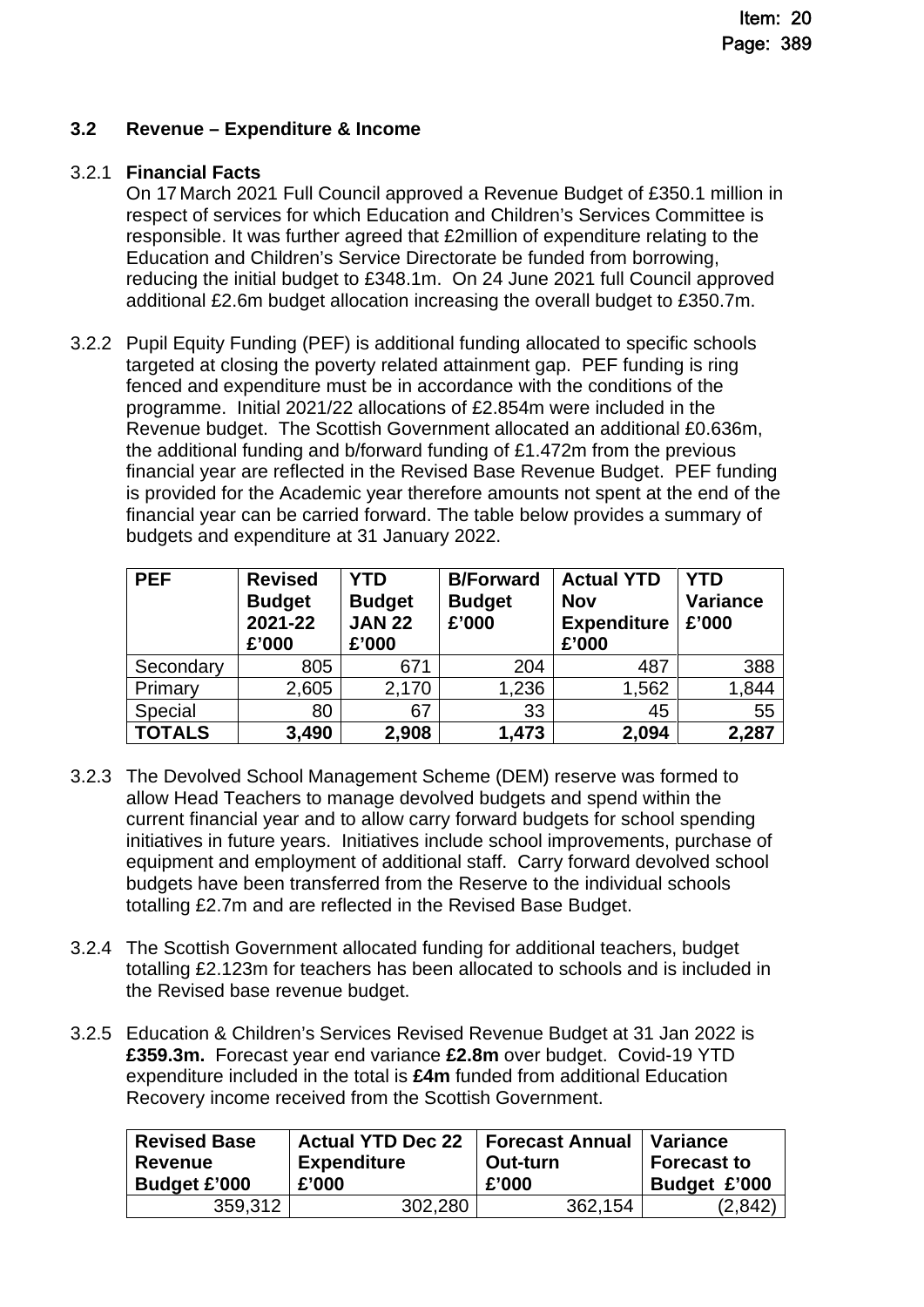### 3.2 Revenue – Expenditure & Income

3.2.1 **Financial Facts**

On 17 March 2021 Full Council approved a Revenue Budget of £350.1 million in respect of services for which Education and Children's Services Committee is responsible. It was further agreed that £2million of expenditure relating to the Education and Children's Service Directorate be funded from borrowing, reducing the initial budget to £348.1m. On 24 June 2021 full Council approved additional £2.6m budget allocation increasing the overall budget to £350.7m.

3.2.2 Pupil Equity Funding (PEF) is additional funding allocated to specific schools targeted at closing the poverty related attainment gap. PEF funding is ring fenced and expenditure must be in accordance with the conditions of the programme. Initial 2021/22 allocations of £2.854m were included in the Revenue budget. The Scottish Government allocated an additional £0.636m, the additional funding and b/forward funding of £1.472m from the previous financial year are reflected in the Revised Base Revenue Budget. PEF funding is provided for the Academic year therefore amounts not spent at the end of the financial year can be carried forward. The table below provides a summary of budgets and expenditure at 31 January 2022.

| PEF | Revised Budget 2021-22 £'000 | YTD Budget JAN 22 £'000 | B/Forward Budget £'000 | Actual YTD Nov Expenditure £'000 | YTD Variance £'000 |
|---|---|---|---|---|---|
| Secondary | 805 | 671 | 204 | 487 | 388 |
| Primary | 2,605 | 2,170 | 1,236 | 1,562 | 1,844 |
| Special | 80 | 67 | 33 | 45 | 55 |
| **TOTALS** | **3,490** | **2,908** | **1,473** | **2,094** | **2,287** |

3.2.3 The Devolved School Management Scheme (DEM) reserve was formed to allow Head Teachers to manage devolved budgets and spend within the current financial year and to allow carry forward budgets for school spending initiatives in future years. Initiatives include school improvements, purchase of equipment and employment of additional staff. Carry forward devolved school budgets have been transferred from the Reserve to the individual schools totalling £2.7m and are reflected in the Revised Base Budget.

3.2.4 The Scottish Government allocated funding for additional teachers, budget totalling £2.123m for teachers has been allocated to schools and is included in the Revised base revenue budget.

3.2.5 Education & Children's Services Revised Revenue Budget at 31 Jan 2022 is **£359.3m.** Forecast year end variance **£2.8m** over budget. Covid-19 YTD expenditure included in the total is **£4m** funded from additional Education Recovery income received from the Scottish Government.

| Revised Base Revenue Budget £'000 | Actual YTD Dec 22 Expenditure £'000 | Forecast Annual Out-turn £'000 | Variance Forecast to Budget £'000 |
|---|---|---|---|
| 359,312 | 302,280 | 362,154 | (2,842) |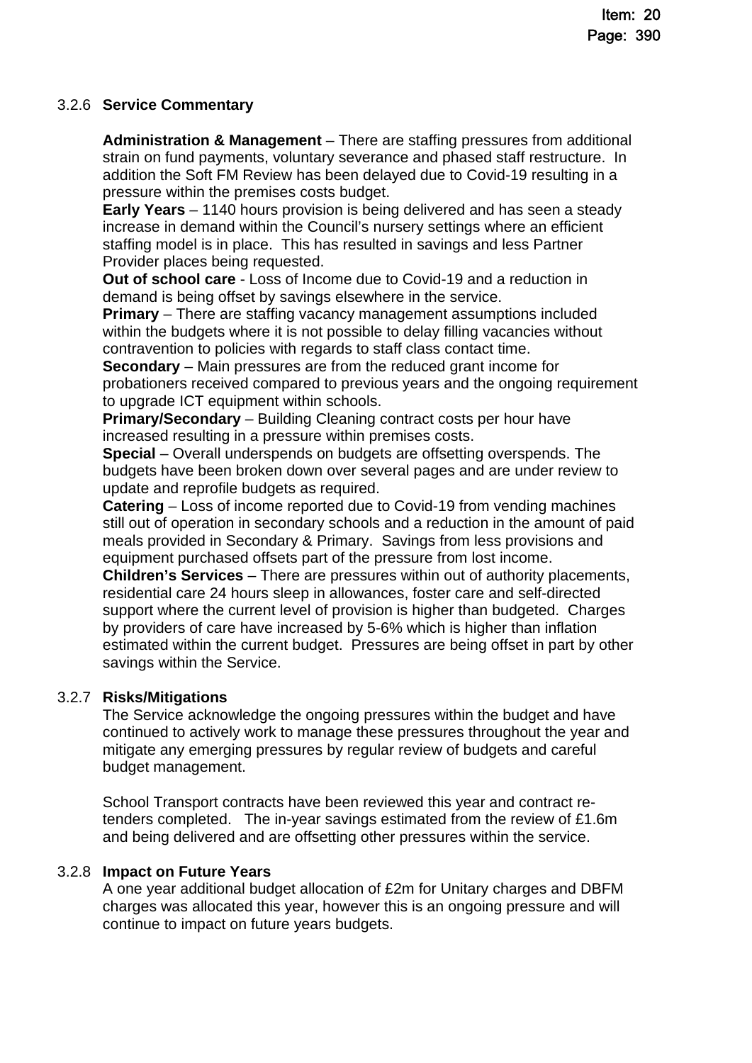### 3.2.6 Service Commentary

**Administration & Management** – There are staffing pressures from additional strain on fund payments, voluntary severance and phased staff restructure. In addition the Soft FM Review has been delayed due to Covid-19 resulting in a pressure within the premises costs budget.

**Early Years** – 1140 hours provision is being delivered and has seen a steady increase in demand within the Council's nursery settings where an efficient staffing model is in place. This has resulted in savings and less Partner Provider places being requested.

**Out of school care** - Loss of Income due to Covid-19 and a reduction in demand is being offset by savings elsewhere in the service.

**Primary** – There are staffing vacancy management assumptions included within the budgets where it is not possible to delay filling vacancies without contravention to policies with regards to staff class contact time.

**Secondary** – Main pressures are from the reduced grant income for probationers received compared to previous years and the ongoing requirement to upgrade ICT equipment within schools.

**Primary/Secondary** – Building Cleaning contract costs per hour have increased resulting in a pressure within premises costs.

**Special** – Overall underspends on budgets are offsetting overspends. The budgets have been broken down over several pages and are under review to update and reprofile budgets as required.

**Catering** – Loss of income reported due to Covid-19 from vending machines still out of operation in secondary schools and a reduction in the amount of paid meals provided in Secondary & Primary. Savings from less provisions and equipment purchased offsets part of the pressure from lost income.

**Children's Services** – There are pressures within out of authority placements, residential care 24 hours sleep in allowances, foster care and self-directed support where the current level of provision is higher than budgeted. Charges by providers of care have increased by 5-6% which is higher than inflation estimated within the current budget. Pressures are being offset in part by other savings within the Service.

### 3.2.7 Risks/Mitigations

The Service acknowledge the ongoing pressures within the budget and have continued to actively work to manage these pressures throughout the year and mitigate any emerging pressures by regular review of budgets and careful budget management.

School Transport contracts have been reviewed this year and contract re-tenders completed. The in-year savings estimated from the review of £1.6m and being delivered and are offsetting other pressures within the service.

### 3.2.8 Impact on Future Years

A one year additional budget allocation of £2m for Unitary charges and DBFM charges was allocated this year, however this is an ongoing pressure and will continue to impact on future years budgets.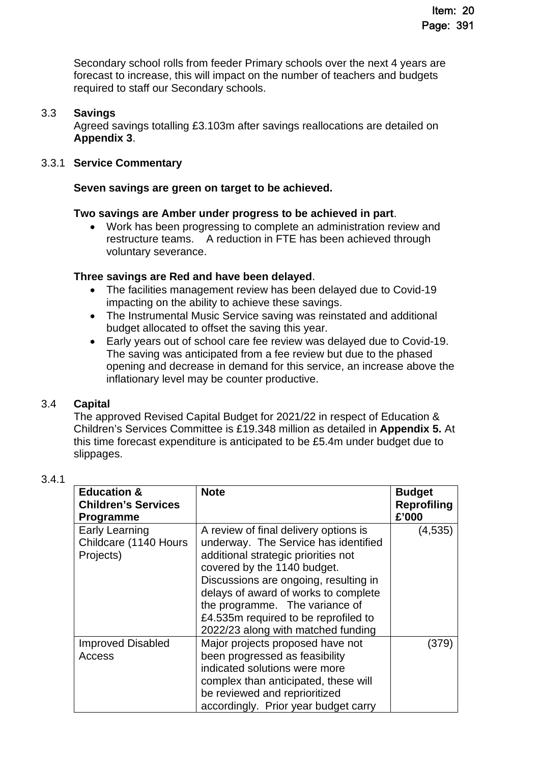Secondary school rolls from feeder Primary schools over the next 4 years are forecast to increase, this will impact on the number of teachers and budgets required to staff our Secondary schools.

3.3 **Savings**

Agreed savings totalling £3.103m after savings reallocations are detailed on **Appendix 3**.

3.3.1 **Service Commentary**

**Seven savings are green on target to be achieved.**

**Two savings are Amber under progress to be achieved in part**.

- Work has been progressing to complete an administration review and restructure teams. A reduction in FTE has been achieved through voluntary severance.

**Three savings are Red and have been delayed**.

- The facilities management review has been delayed due to Covid-19 impacting on the ability to achieve these savings.
- The Instrumental Music Service saving was reinstated and additional budget allocated to offset the saving this year.
- Early years out of school care fee review was delayed due to Covid-19. The saving was anticipated from a fee review but due to the phased opening and decrease in demand for this service, an increase above the inflationary level may be counter productive.

3.4 **Capital**

The approved Revised Capital Budget for 2021/22 in respect of Education & Children's Services Committee is £19.348 million as detailed in **Appendix 5.** At this time forecast expenditure is anticipated to be £5.4m under budget due to slippages.

3.4.1

| **Education & Children's Services Programme** | **Note** | **Budget Reprofiling £'000** |
|---|---|---|
| Early Learning Childcare (1140 Hours Projects) | A review of final delivery options is underway. The Service has identified additional strategic priorities not covered by the 1140 budget. Discussions are ongoing, resulting in delays of award of works to complete the programme. The variance of £4.535m required to be reprofiled to 2022/23 along with matched funding | (4,535) |
| Improved Disabled Access | Major projects proposed have not been progressed as feasibility indicated solutions were more complex than anticipated, these will be reviewed and reprioritized accordingly. Prior year budget carry | (379) |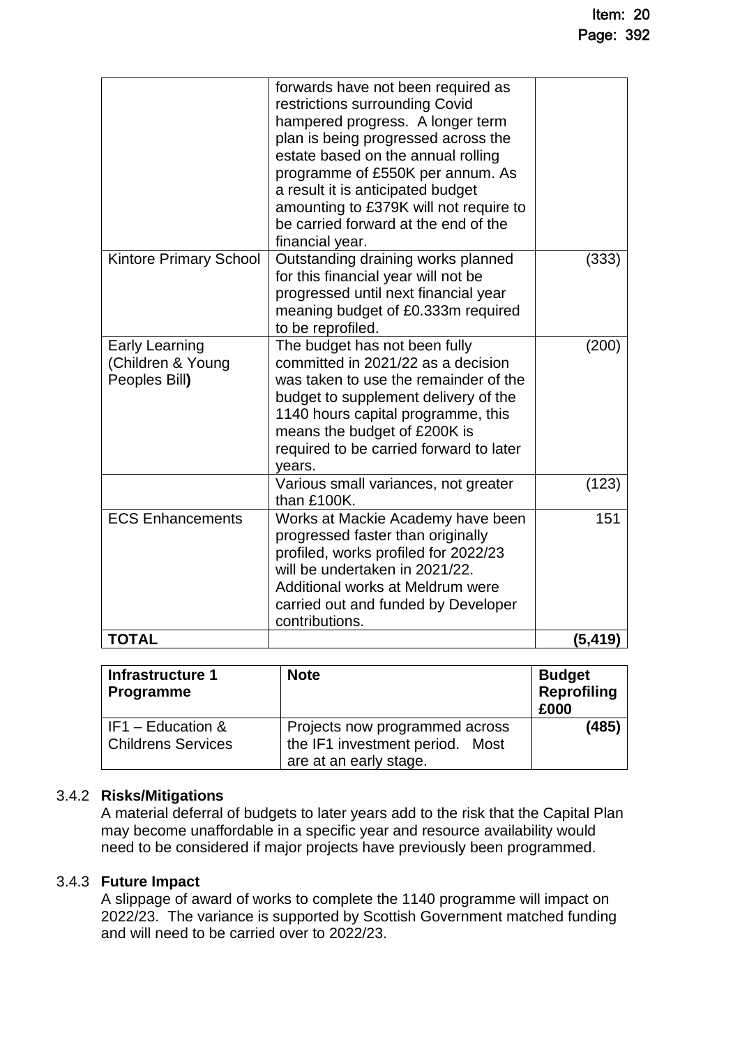| | | |
|---|---|---|
| | forwards have not been required as restrictions surrounding Covid hampered progress. A longer term plan is being progressed across the estate based on the annual rolling programme of £550K per annum. As a result it is anticipated budget amounting to £379K will not require to be carried forward at the end of the financial year. | |
| Kintore Primary School | Outstanding draining works planned for this financial year will not be progressed until next financial year meaning budget of £0.333m required to be reprofiled. | (333) |
| Early Learning (Children & Young Peoples Bill**)** | The budget has not been fully committed in 2021/22 as a decision was taken to use the remainder of the budget to supplement delivery of the 1140 hours capital programme, this means the budget of £200K is required to be carried forward to later years. | (200) |
| | Various small variances, not greater than £100K. | (123) |
| ECS Enhancements | Works at Mackie Academy have been progressed faster than originally profiled, works profiled for 2022/23 will be undertaken in 2021/22. Additional works at Meldrum were carried out and funded by Developer contributions. | 151 |
| **TOTAL** | | **(5,419)** |

| **Infrastructure 1 Programme** | **Note** | **Budget Reprofiling £000** |
|---|---|---|
| IF1 – Education & Childrens Services | Projects now programmed across the IF1 investment period. Most are at an early stage. | **(485)** |

3.4.2 **Risks/Mitigations**

A material deferral of budgets to later years add to the risk that the Capital Plan may become unaffordable in a specific year and resource availability would need to be considered if major projects have previously been programmed.

3.4.3 **Future Impact**

A slippage of award of works to complete the 1140 programme will impact on 2022/23. The variance is supported by Scottish Government matched funding and will need to be carried over to 2022/23.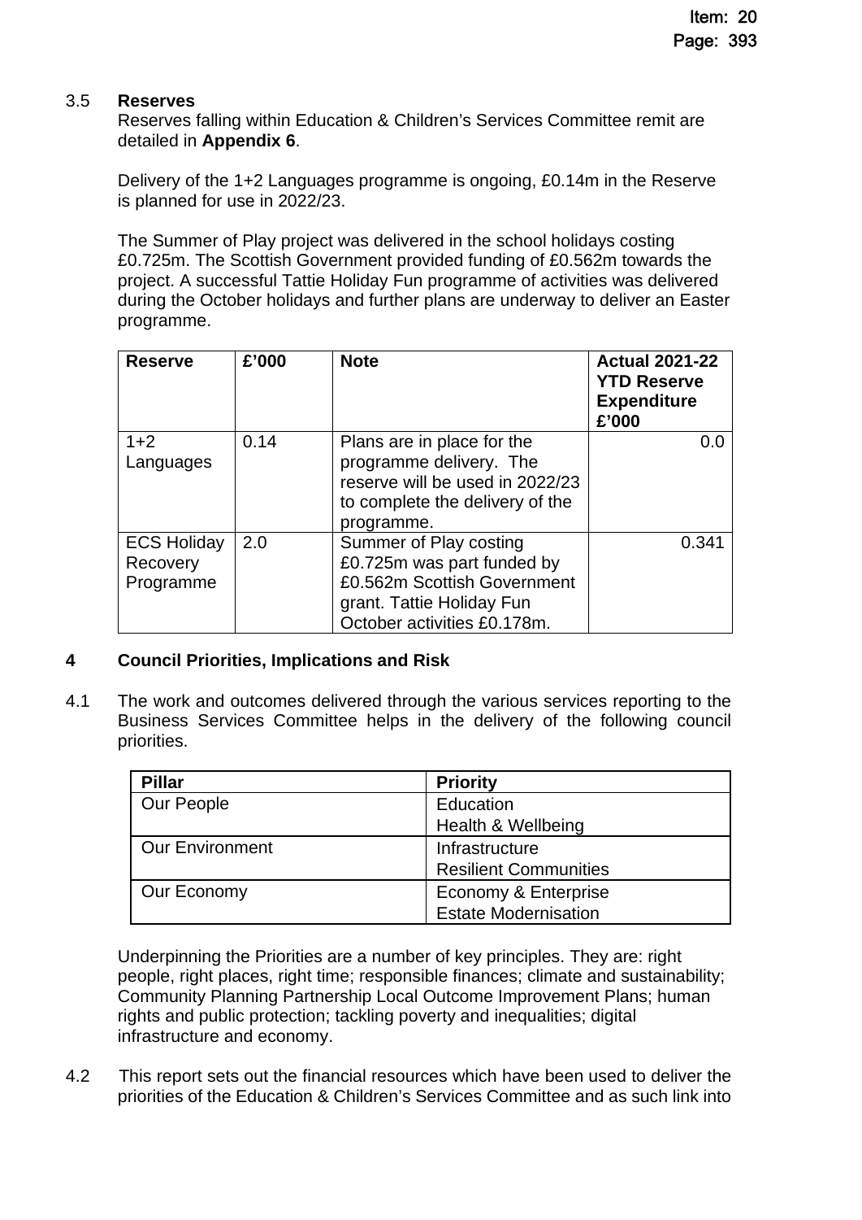3.5 **Reserves**

Reserves falling within Education & Children's Services Committee remit are detailed in **Appendix 6**.

Delivery of the 1+2 Languages programme is ongoing, £0.14m in the Reserve is planned for use in 2022/23.

The Summer of Play project was delivered in the school holidays costing £0.725m. The Scottish Government provided funding of £0.562m towards the project. A successful Tattie Holiday Fun programme of activities was delivered during the October holidays and further plans are underway to deliver an Easter programme.

| Reserve | £'000 | Note | Actual 2021-22 YTD Reserve Expenditure £'000 |
|---|---|---|---|
| 1+2 Languages | 0.14 | Plans are in place for the programme delivery. The reserve will be used in 2022/23 to complete the delivery of the programme. | 0.0 |
| ECS Holiday Recovery Programme | 2.0 | Summer of Play costing £0.725m was part funded by £0.562m Scottish Government grant. Tattie Holiday Fun October activities £0.178m. | 0.341 |

## 4 Council Priorities, Implications and Risk

4.1 The work and outcomes delivered through the various services reporting to the Business Services Committee helps in the delivery of the following council priorities.

| Pillar | Priority |
|---|---|
| Our People | Education<br>Health & Wellbeing |
| Our Environment | Infrastructure<br>Resilient Communities |
| Our Economy | Economy & Enterprise<br>Estate Modernisation |

Underpinning the Priorities are a number of key principles. They are: right people, right places, right time; responsible finances; climate and sustainability; Community Planning Partnership Local Outcome Improvement Plans; human rights and public protection; tackling poverty and inequalities; digital infrastructure and economy.

4.2 This report sets out the financial resources which have been used to deliver the priorities of the Education & Children's Services Committee and as such link into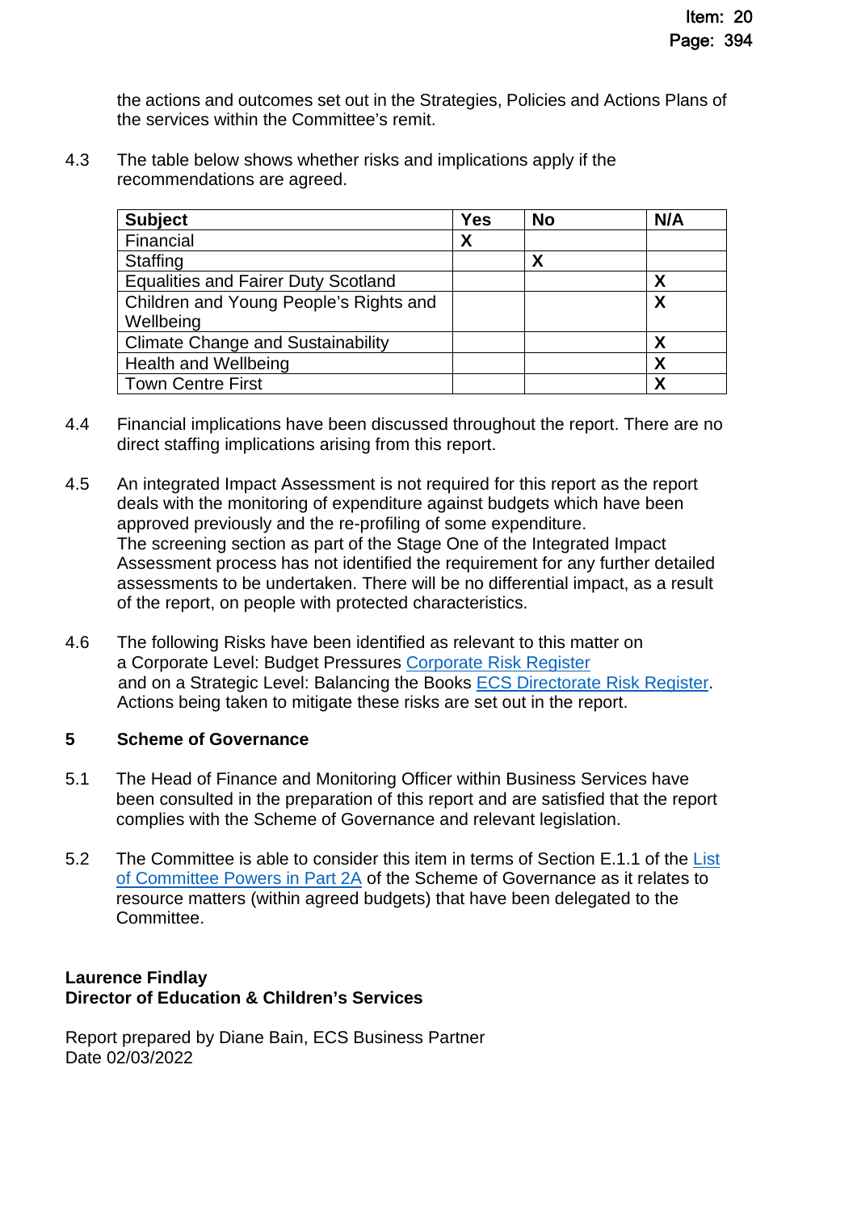the actions and outcomes set out in the Strategies, Policies and Actions Plans of the services within the Committee's remit.

4.3 The table below shows whether risks and implications apply if the recommendations are agreed.

| Subject | Yes | No | N/A |
|---|---|---|---|
| Financial | X | | |
| Staffing | | X | |
| Equalities and Fairer Duty Scotland | | | X |
| Children and Young People's Rights and Wellbeing | | | X |
| Climate Change and Sustainability | | | X |
| Health and Wellbeing | | | X |
| Town Centre First | | | X |

4.4 Financial implications have been discussed throughout the report. There are no direct staffing implications arising from this report.

4.5 An integrated Impact Assessment is not required for this report as the report deals with the monitoring of expenditure against budgets which have been approved previously and the re-profiling of some expenditure.
The screening section as part of the Stage One of the Integrated Impact Assessment process has not identified the requirement for any further detailed assessments to be undertaken. There will be no differential impact, as a result of the report, on people with protected characteristics.

4.6 The following Risks have been identified as relevant to this matter on a Corporate Level: Budget Pressures Corporate Risk Register and on a Strategic Level: Balancing the Books ECS Directorate Risk Register. Actions being taken to mitigate these risks are set out in the report.

## 5 Scheme of Governance

5.1 The Head of Finance and Monitoring Officer within Business Services have been consulted in the preparation of this report and are satisfied that the report complies with the Scheme of Governance and relevant legislation.

5.2 The Committee is able to consider this item in terms of Section E.1.1 of the List of Committee Powers in Part 2A of the Scheme of Governance as it relates to resource matters (within agreed budgets) that have been delegated to the Committee.

**Laurence Findlay**
**Director of Education & Children's Services**

Report prepared by Diane Bain, ECS Business Partner
Date 02/03/2022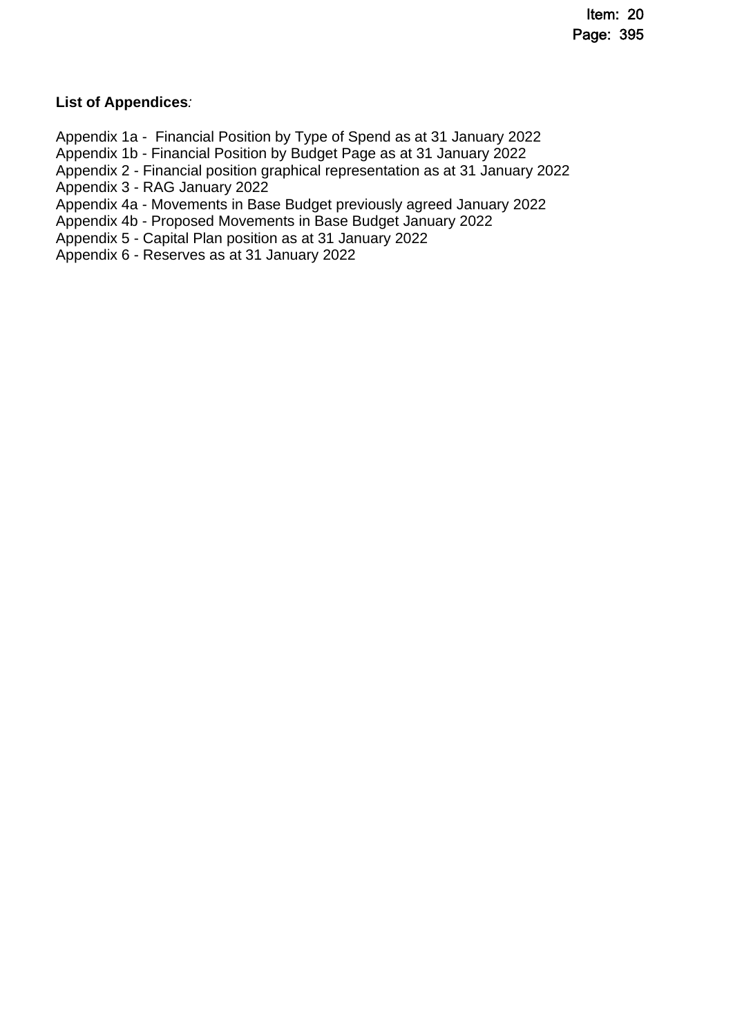**List of Appendices***:*

Appendix 1a - Financial Position by Type of Spend as at 31 January 2022
Appendix 1b - Financial Position by Budget Page as at 31 January 2022
Appendix 2 - Financial position graphical representation as at 31 January 2022
Appendix 3 - RAG January 2022
Appendix 4a - Movements in Base Budget previously agreed January 2022
Appendix 4b - Proposed Movements in Base Budget January 2022
Appendix 5 - Capital Plan position as at 31 January 2022
Appendix 6 - Reserves as at 31 January 2022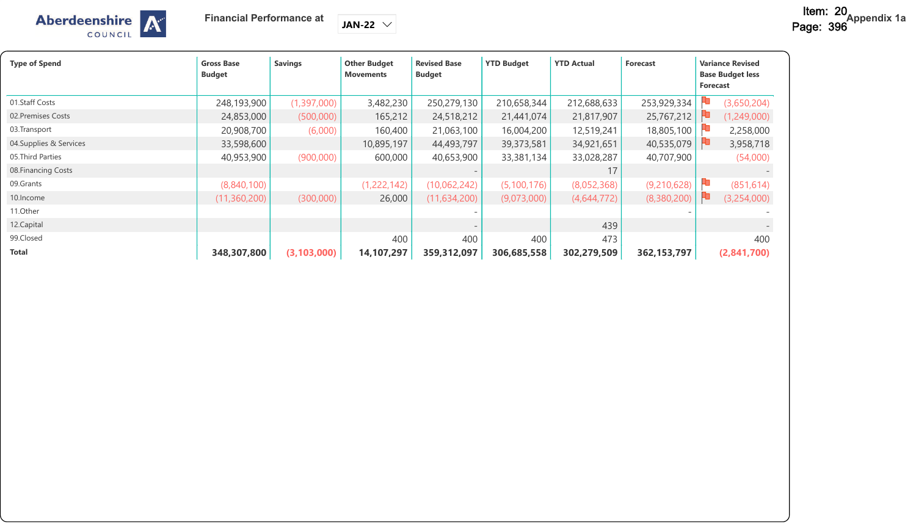Aberdeenshire COUNCIL

Financial Performance at JAN-22

Item: 20 Page: 396 Appendix 1a

| Type of Spend | Gross Base Budget | Savings | Other Budget Movements | Revised Base Budget | YTD Budget | YTD Actual | Forecast | Variance Revised Base Budget less Forecast |
|---|---|---|---|---|---|---|---|---|
| 01.Staff Costs | 248,193,900 | (1,397,000) | 3,482,230 | 250,279,130 | 210,658,344 | 212,688,633 | 253,929,334 | (3,650,204) |
| 02.Premises Costs | 24,853,000 | (500,000) | 165,212 | 24,518,212 | 21,441,074 | 21,817,907 | 25,767,212 | (1,249,000) |
| 03.Transport | 20,908,700 | (6,000) | 160,400 | 21,063,100 | 16,004,200 | 12,519,241 | 18,805,100 | 2,258,000 |
| 04.Supplies & Services | 33,598,600 | | 10,895,197 | 44,493,797 | 39,373,581 | 34,921,651 | 40,535,079 | 3,958,718 |
| 05.Third Parties | 40,953,900 | (900,000) | 600,000 | 40,653,900 | 33,381,134 | 33,028,287 | 40,707,900 | (54,000) |
| 08.Financing Costs | | | | - | | 17 | | - |
| 09.Grants | (8,840,100) | | (1,222,142) | (10,062,242) | (5,100,176) | (8,052,368) | (9,210,628) | (851,614) |
| 10.Income | (11,360,200) | (300,000) | 26,000 | (11,634,200) | (9,073,000) | (4,644,772) | (8,380,200) | (3,254,000) |
| 11.Other | | | | - | | | - | - |
| 12.Capital | | | | - | | 439 | | - |
| 99.Closed | | | 400 | 400 | 400 | 473 | | 400 |
| **Total** | **348,307,800** | **(3,103,000)** | **14,107,297** | **359,312,097** | **306,685,558** | **302,279,509** | **362,153,797** | **(2,841,700)** |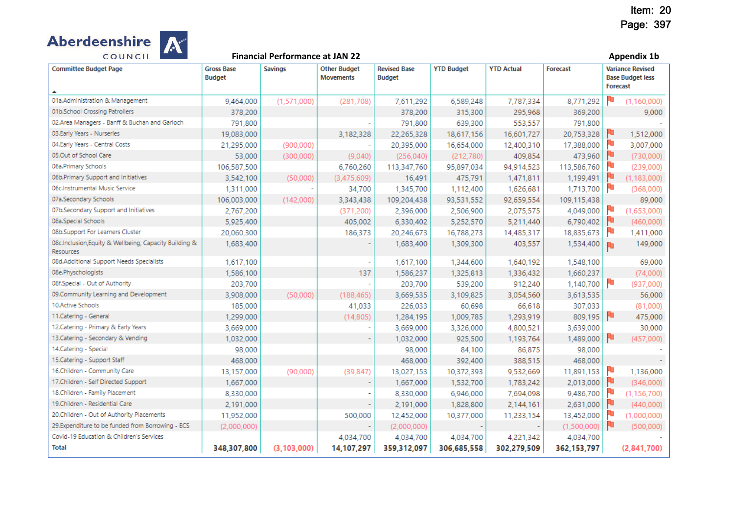Item: 20
Page: 397

Aberdeenshire COUNCIL

**Financial Performance at JAN 22**

**Appendix 1b**

| Committee Budget Page | Gross Base Budget | Savings | Other Budget Movements | Revised Base Budget | YTD Budget | YTD Actual | Forecast | Variance Revised Base Budget less Forecast |
|---|---|---|---|---|---|---|---|---|
| 01a.Administration & Management | 9,464,000 | (1,571,000) | (281,708) | 7,611,292 | 6,589,248 | 7,787,334 | 8,771,292 | (1,160,000) |
| 01b.School Crossing Patrollers | 378,200 | | | 378,200 | 315,300 | 295,968 | 369,200 | 9,000 |
| 02.Area Managers - Banff & Buchan and Garioch | 791,800 | | - | 791,800 | 639,300 | 553,557 | 791,800 | - |
| 03.Early Years - Nurseries | 19,083,000 | | 3,182,328 | 22,265,328 | 18,617,156 | 16,601,727 | 20,753,328 | 1,512,000 |
| 04.Early Years - Central Costs | 21,295,000 | (900,000) | - | 20,395,000 | 16,654,000 | 12,400,310 | 17,388,000 | 3,007,000 |
| 05.Out of School Care | 53,000 | (300,000) | (9,040) | (256,040) | (212,780) | 409,854 | 473,960 | (730,000) |
| 06a.Primary Schools | 106,587,500 | | 6,760,260 | 113,347,760 | 95,897,034 | 94,914,523 | 113,586,760 | (239,000) |
| 06b.Primary Support and Initiatives | 3,542,100 | (50,000) | (3,475,609) | 16,491 | 475,791 | 1,471,811 | 1,199,491 | (1,183,000) |
| 06c.Instrumental Music Service | 1,311,000 | - | 34,700 | 1,345,700 | 1,112,400 | 1,626,681 | 1,713,700 | (368,000) |
| 07a.Secondary Schools | 106,003,000 | (142,000) | 3,343,438 | 109,204,438 | 93,531,552 | 92,659,554 | 109,115,438 | 89,000 |
| 07b.Secondary Support and Initiatives | 2,767,200 | | (371,200) | 2,396,000 | 2,506,900 | 2,075,575 | 4,049,000 | (1,653,000) |
| 08a.Special Schools | 5,925,400 | | 405,002 | 6,330,402 | 5,252,570 | 5,211,440 | 6,790,402 | (460,000) |
| 08b.Support For Learners Cluster | 20,060,300 | | 186,373 | 20,246,673 | 16,788,273 | 14,485,317 | 18,835,673 | 1,411,000 |
| 08c.Inclusion,Equity & Wellbeing, Capacity Building & Resources | 1,683,400 | | - | 1,683,400 | 1,309,300 | 403,557 | 1,534,400 | 149,000 |
| 08d.Additional Support Needs Specialists | 1,617,100 | | - | 1,617,100 | 1,344,600 | 1,640,192 | 1,548,100 | 69,000 |
| 08e.Phschologists | 1,586,100 | | 137 | 1,586,237 | 1,325,813 | 1,336,432 | 1,660,237 | (74,000) |
| 08f.Special - Out of Authority | 203,700 | | - | 203,700 | 539,200 | 912,240 | 1,140,700 | (937,000) |
| 09.Community Learning and Development | 3,908,000 | (50,000) | (188,465) | 3,669,535 | 3,109,825 | 3,054,560 | 3,613,535 | 56,000 |
| 10.Active Schools | 185,000 | | 41,033 | 226,033 | 60,698 | 66,618 | 307,033 | (81,000) |
| 11.Catering - General | 1,299,000 | | (14,805) | 1,284,195 | 1,009,785 | 1,293,919 | 809,195 | 475,000 |
| 12.Catering - Primary & Early Years | 3,669,000 | | - | 3,669,000 | 3,326,000 | 4,800,521 | 3,639,000 | 30,000 |
| 13.Catering - Secondary & Vending | 1,032,000 | | - | 1,032,000 | 925,500 | 1,193,764 | 1,489,000 | (457,000) |
| 14.Catering - Special | 98,000 | | | 98,000 | 84,100 | 86,875 | 98,000 | - |
| 15.Catering - Support Staff | 468,000 | | | 468,000 | 392,400 | 388,515 | 468,000 | - |
| 16.Children - Community Care | 13,157,000 | (90,000) | (39,847) | 13,027,153 | 10,372,393 | 9,532,669 | 11,891,153 | 1,136,000 |
| 17.Children - Self Directed Support | 1,667,000 | | - | 1,667,000 | 1,532,700 | 1,783,242 | 2,013,000 | (346,000) |
| 18.Children - Family Placement | 8,330,000 | | - | 8,330,000 | 6,946,000 | 7,694,098 | 9,486,700 | (1,156,700) |
| 19.Children - Residential Care | 2,191,000 | | - | 2,191,000 | 1,828,800 | 2,144,161 | 2,631,000 | (440,000) |
| 20.Children - Out of Authority Placements | 11,952,000 | | 500,000 | 12,452,000 | 10,377,000 | 11,233,154 | 13,452,000 | (1,000,000) |
| 29.Expenditure to be funded from Borrowing - ECS | (2,000,000) | | | (2,000,000) | - | - | (1,500,000) | (500,000) |
| Covid-19 Education & Children's Services | | | 4,034,700 | 4,034,700 | 4,034,700 | 4,221,342 | 4,034,700 | - |
| **Total** | **348,307,800** | **(3,103,000)** | **14,107,297** | **359,312,097** | **306,685,558** | **302,279,509** | **362,153,797** | **(2,841,700)** |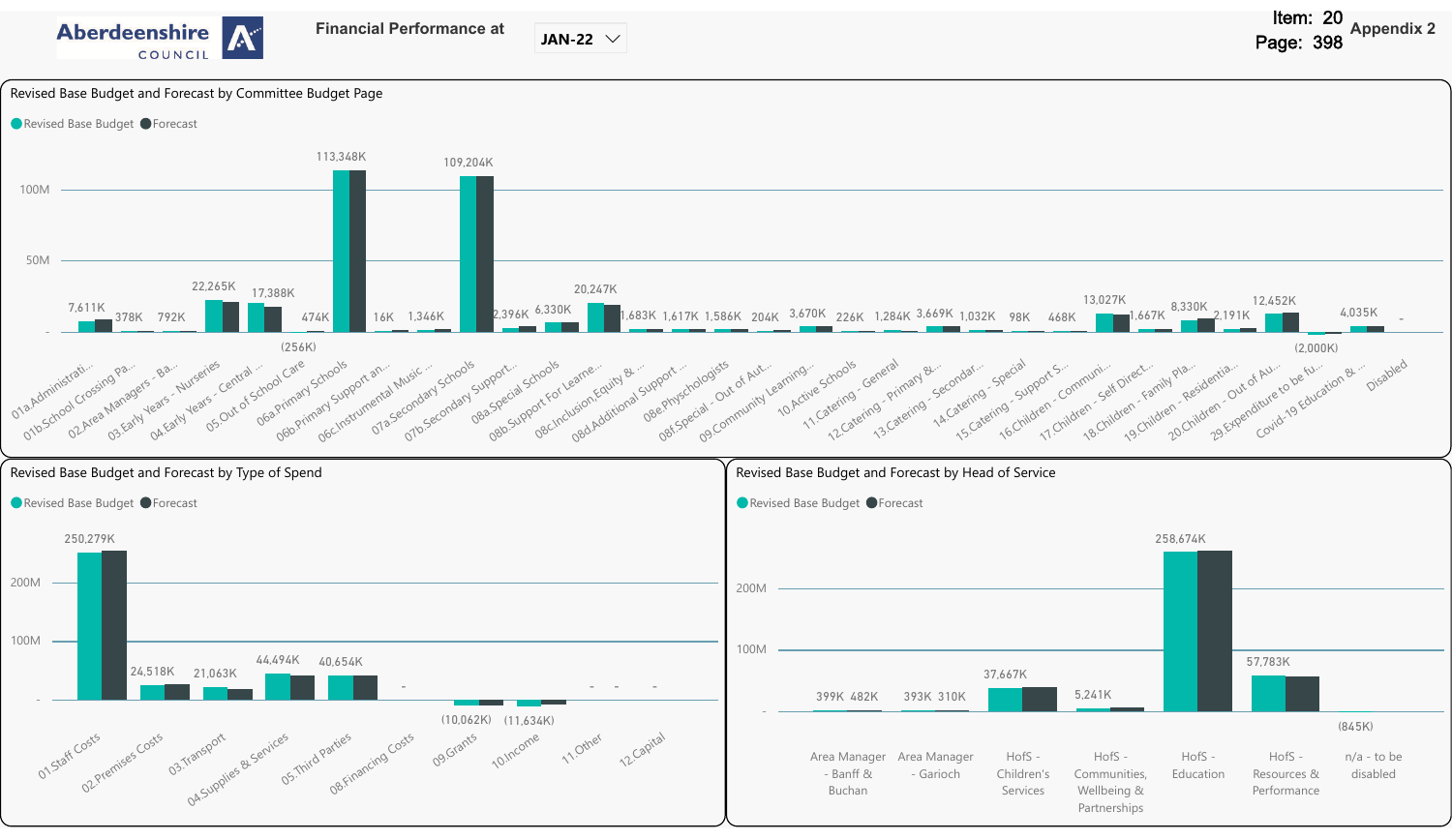**Aberdeenshire Council**

**Financial Performance at** JAN-22

Item: 20
Page: 398
Appendix 2

## Revised Base Budget and Forecast by Committee Budget Page

Revised Base Budget ● Forecast

| Budget Page | Value |
|---|---|
| 01a.Administrati... | 7,611K |
| 01b.School Crossing Pa... | 378K |
| 02.Area Managers - Ba... | 792K |
| 03.Early Years - Nurseries | 22,265K |
| 04.Early Years - Central ... | 17,388K |
| 05.Out of School Care | (256K) |
| 06a.Primary Schools | 474K |
| 06b.Primary Support an... | 113,348K |
| 06c.Instrumental Music ... | 16K |
| 07a.Secondary Schools | 1,346K |
| 07b.Secondary Support... | 109,204K |
| 08a.Special Schools | 2,396K |
| 08b.Support For Learne... | 6,330K |
| 08c.Inclusion,Equity & ... | 20,247K |
| 08d.Additional Support ... | 1,683K |
| 08e.Phsychologists | 1,617K |
| 08f.Special - Out of Aut... | 1,586K |
| 09.Community Learning... | 204K |
| 10.Active Schools | 3,670K |
| 11.Catering - General | 226K |
| 12.Catering - Primary &... | 1,284K |
| 13.Catering - Secondar... | 3,669K |
| 14.Catering - Special | 1,032K |
| 15.Catering - Support S... | 98K |
| 16.Children - Communi... | 468K |
| 17.Children - Self Direct... | 13,027K |
| 18.Children - Family Pla... | 1,667K |
| 19.Children - Residentia... | 8,330K |
| 20.Children - Out of Au... | 2,191K |
| 29.Expenditure to be fu... | 12,452K |
| Covid-19 Education & ... | (2,000K) / 4,035K |
| Disabled | - |

## Revised Base Budget and Forecast by Type of Spend

Revised Base Budget ● Forecast

| Type of Spend | Value |
|---|---|
| 01.Staff Costs | 250,279K |
| 02.Premises Costs | 24,518K |
| 03.Transport | 21,063K |
| 04.Supplies & Services | 44,494K |
| 05.Third Parties | 40,654K |
| 08.Financing Costs | - |
| 09.Grants | (10,062K) |
| 10.Income | (11,634K) |
| 11.Other | - |
| 12.Capital | - |

## Revised Base Budget and Forecast by Head of Service

Revised Base Budget ● Forecast

| Head of Service | Revised Base Budget | Forecast |
|---|---|---|
| Area Manager - Banff & Buchan | 399K | 482K |
| Area Manager - Garioch | 393K | 310K |
| HofS - Children's Services | 37,667K | |
| HofS - Communities, Wellbeing & Partnerships | 5,241K | |
| HofS - Education | 258,674K | |
| HofS - Resources & Performance | 57,783K | |
| n/a - to be disabled | (845K) | |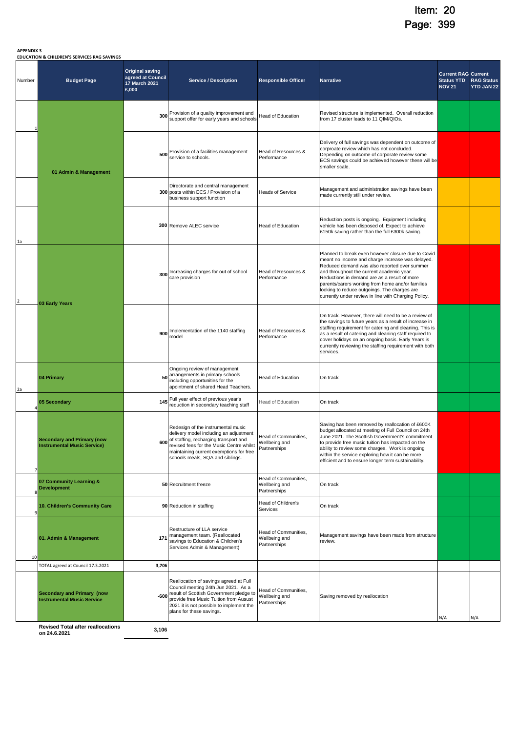**APPENDIX 3**

**EDUCATION & CHILDREN'S SERVICES RAG SAVINGS**

| Number | Budget Page | Original saving agreed at Council 17 March 2021 £,000 | Service / Description | Responsible Officer | Narrative | Current RAG Status YTD NOV 21 | Current RAG Status YTD JAN 22 |
|---|---|---|---|---|---|---|---|
| 1 | 01 Admin & Management | 300 | Provision of a quality improvement and support offer for early years and schools | Head of Education | Revised structure is implemented. Overall reduction from 17 cluster leads to 11 QIM/QIOs. | | |
| | | 500 | Provision of a facilities management service to schools. | Head of Resources & Performance | Delivery of full savings was dependent on outcome of corpoate review which has not concluded. Depending on outcome of corporate review some ECS savings could be achieved however these will be smaller scale. | | |
| | | 300 | Directorate and central management posts within ECS / Provision of a business support function | Heads of Service | Management and administration savings have been made currently still under review. | | |
| 1a | | 300 | Remove ALEC service | Head of Education | Reduction posts is ongoing. Equipment including vehicle has been disposed of. Expect to achieve £150k saving rather than the full £300k saving. | | |
| 2 | 03 Early Years | 300 | Increasing charges for out of school care provision | Head of Resources & Performance | Planned to break even however closure due to Covid meant no income and charge increase was delayed. Reduced demand was also reported over summer and throughout the current academic year. Reductions in demand are as a result of more parents/carers working from home and/or families looking to reduce outgoings. The charges are currently under review in line with Charging Policy. | | |
| | | 900 | Implementation of the 1140 staffing model | Head of Resources & Performance | On track. However, there will need to be a review of the savings to future years as a result of increase in staffing requirement for catering and cleaning. This is as a result of catering and cleaning staff required to cover holidays on an ongoing basis. Early Years is currently reviewing the staffing requirement with both services. | | |
| 2a | 04 Primary | 50 | Ongoing review of management arrangements in primary schools including opportunities for the apointment of shared Head Teachers. | Head of Education | On track | | |
| 4 | 05 Secondary | 145 | Full year effect of previous year's reduction in secondary teaching staff | Head of Education | On track | | |
| 7 | Secondary and Primary (now Instrumental Music Service) | 600 | Redesign of the instrumental music delivery model including an adjustment of staffing, recharging transport and revised fees for the Music Centre whilst maintaining current exemptions for free schools meals, SQA and siblings. | Head of Communities, Wellbeing and Partnerships | Saving has been removed by reallocation of £600K budget allocated at meeting of Full Council on 24th June 2021. The Scottish Government's commitment to provide free music tuition has impacted on the ability to review some charges. Work is ongoing within the service exploring how it can be more efficient and to ensure longer term sustainability. | | |
| 8 | 07 Community Learning & Development | 50 | Recruitment freeze | Head of Communities, Wellbeing and Partnerships | On track | | |
| 9 | 10. Children's Community Care | 90 | Reduction in staffing | Head of Children's Services | On track | | |
| 10 | 01. Admin & Management | 171 | Restructure of LLA service management team. (Reallocated savings to Education & Children's Services Admin & Management) | Head of Communities, Wellbeing and Partnerships | Management savings have been made from structure review. | | |
| | TOTAL agreed at Council 17.3.2021 | 3,706 | | | | | |
| | Secondary and Primary (now Instrumental Music Service | -600 | Reallocation of savings agreed at Full Council meeting 24th Jun 2021. As a result of Scottish Government pledge to provide free Music Tuition from Ausust 2021 it is not possible to implement the plans for these savings. | Head of Communities, Wellbeing and Partnerships | Saving removed by reallocation | N/A | N/A |
| | **Revised Total after reallocations on 24.6.2021** | **3,106** | | | | | |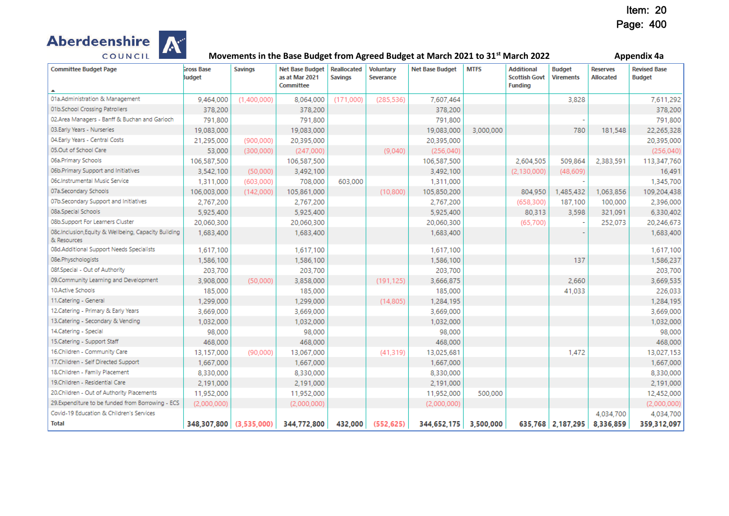Item: 20
Page: 400

Aberdeenshire COUNCIL

## Movements in the Base Budget from Agreed Budget at March 2021 to 31st March 2022

**Appendix 4a**

| Committee Budget Page | Gross Base Budget | Savings | Net Base Budget as at Mar 2021 Committee | Reallocated Savings | Voluntary Severance | Net Base Budget | MTFS | Additional Scottish Govt Funding | Budget Virements | Reserves Allocated | Revised Base Budget |
|---|---|---|---|---|---|---|---|---|---|---|---|
| 01a.Administration & Management | 9,464,000 | (1,400,000) | 8,064,000 | (171,000) | (285,536) | 7,607,464 | | | 3,828 | | 7,611,292 |
| 01b.School Crossing Patrollers | 378,200 | | 378,200 | | | 378,200 | | | | | 378,200 |
| 02.Area Managers - Banff & Buchan and Garioch | 791,800 | | 791,800 | | | 791,800 | | | - | | 791,800 |
| 03.Early Years - Nurseries | 19,083,000 | | 19,083,000 | | | 19,083,000 | 3,000,000 | | 780 | 181,548 | 22,265,328 |
| 04.Early Years - Central Costs | 21,295,000 | (900,000) | 20,395,000 | | | 20,395,000 | | | | | 20,395,000 |
| 05.Out of School Care | 53,000 | (300,000) | (247,000) | | (9,040) | (256,040) | | | | | (256,040) |
| 06a.Primary Schools | 106,587,500 | | 106,587,500 | | | 106,587,500 | | 2,604,505 | 509,864 | 2,383,591 | 113,347,760 |
| 06b.Primary Support and Initiatives | 3,542,100 | (50,000) | 3,492,100 | | | 3,492,100 | | (2,130,000) | (48,609) | | 16,491 |
| 06c.Instrumental Music Service | 1,311,000 | (603,000) | 708,000 | 603,000 | | 1,311,000 | | | - | | 1,345,700 |
| 07a.Secondary Schools | 106,003,000 | (142,000) | 105,861,000 | | (10,800) | 105,850,200 | | 804,950 | 1,485,432 | 1,063,856 | 109,204,438 |
| 07b.Secondary Support and Initiatives | 2,767,200 | | 2,767,200 | | | 2,767,200 | | (658,300) | 187,100 | 100,000 | 2,396,000 |
| 08a.Special Schools | 5,925,400 | | 5,925,400 | | | 5,925,400 | | 80,313 | 3,598 | 321,091 | 6,330,402 |
| 08b.Support For Learners Cluster | 20,060,300 | | 20,060,300 | | | 20,060,300 | | (65,700) | - | 252,073 | 20,246,673 |
| 08c.Inclusion,Equity & Wellbeing, Capacity Building & Resources | 1,683,400 | | 1,683,400 | | | 1,683,400 | | | - | | 1,683,400 |
| 08d.Additional Support Needs Specialists | 1,617,100 | | 1,617,100 | | | 1,617,100 | | | | | 1,617,100 |
| 08e.Phsychologists | 1,586,100 | | 1,586,100 | | | 1,586,100 | | | 137 | | 1,586,237 |
| 08f.Special - Out of Authority | 203,700 | | 203,700 | | | 203,700 | | | | | 203,700 |
| 09.Community Learning and Development | 3,908,000 | (50,000) | 3,858,000 | | (191,125) | 3,666,875 | | | 2,660 | | 3,669,535 |
| 10.Active Schools | 185,000 | | 185,000 | | | 185,000 | | | 41,033 | | 226,033 |
| 11.Catering - General | 1,299,000 | | 1,299,000 | | (14,805) | 1,284,195 | | | | | 1,284,195 |
| 12.Catering - Primary & Early Years | 3,669,000 | | 3,669,000 | | | 3,669,000 | | | | | 3,669,000 |
| 13.Catering - Secondary & Vending | 1,032,000 | | 1,032,000 | | | 1,032,000 | | | | | 1,032,000 |
| 14.Catering - Special | 98,000 | | 98,000 | | | 98,000 | | | | | 98,000 |
| 15.Catering - Support Staff | 468,000 | | 468,000 | | | 468,000 | | | | | 468,000 |
| 16.Children - Community Care | 13,157,000 | (90,000) | 13,067,000 | | (41,319) | 13,025,681 | | | 1,472 | | 13,027,153 |
| 17.Children - Self Directed Support | 1,667,000 | | 1,667,000 | | | 1,667,000 | | | | | 1,667,000 |
| 18.Children - Family Placement | 8,330,000 | | 8,330,000 | | | 8,330,000 | | | | | 8,330,000 |
| 19.Children - Residential Care | 2,191,000 | | 2,191,000 | | | 2,191,000 | | | | | 2,191,000 |
| 20.Children - Out of Authority Placements | 11,952,000 | | 11,952,000 | | | 11,952,000 | 500,000 | | | | 12,452,000 |
| 29.Expenditure to be funded from Borrowing - ECS | (2,000,000) | | (2,000,000) | | | (2,000,000) | | | | | (2,000,000) |
| Covid-19 Education & Children's Services | | | | | | | | | | 4,034,700 | 4,034,700 |
| **Total** | **348,307,800** | **(3,535,000)** | **344,772,800** | **432,000** | **(552,625)** | **344,652,175** | **3,500,000** | **635,768** | **2,187,295** | **8,336,859** | **359,312,097** |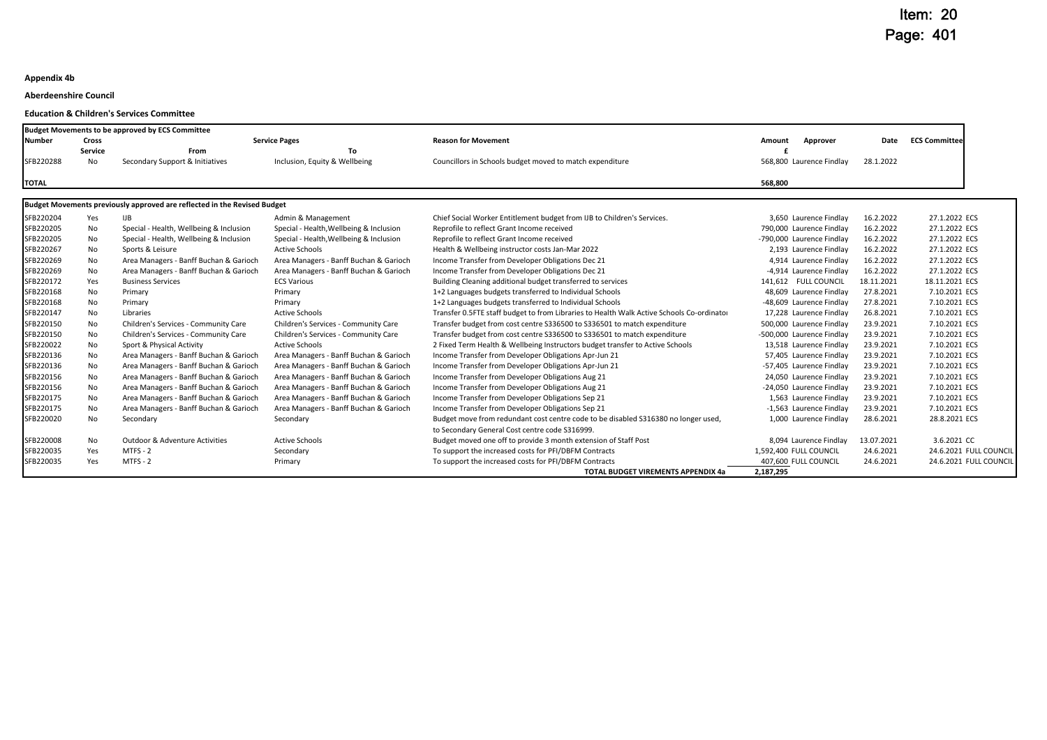Item: 20
Page: 401

**Appendix 4b**

**Aberdeenshire Council**

**Education & Children's Services Committee**

| **Budget Movements to be approved by ECS Committee** | | | | | | | | |
|---|---|---|---|---|---|---|---|---|
| **Number** | **Cross Service** | **Service Pages From** | **To** | **Reason for Movement** | **Amount £** | **Approver** | **Date** | **ECS Committee** |
| SFB220288 | No | Secondary Support & Initiatives | Inclusion, Equity & Wellbeing | Councillors in Schools budget moved to match expenditure | 568,800 | Laurence Findlay | 28.1.2022 | |
| **TOTAL** | | | | | **568,800** | | | |

| **Budget Movements previously approved are reflected in the Revised Budget** | | | | | | | | |
|---|---|---|---|---|---|---|---|---|
| SFB220204 | Yes | IJB | Admin & Management | Chief Social Worker Entitlement budget from IJB to Children's Services. | 3,650 | Laurence Findlay | 16.2.2022 | 27.1.2022 ECS |
| SFB220205 | No | Special - Health, Wellbeing & Inclusion | Special - Health,Wellbeing & Inclusion | Reprofile to reflect Grant Income received | 790,000 | Laurence Findlay | 16.2.2022 | 27.1.2022 ECS |
| SFB220205 | No | Special - Health, Wellbeing & Inclusion | Special - Health,Wellbeing & Inclusion | Reprofile to reflect Grant Income received | -790,000 | Laurence Findlay | 16.2.2022 | 27.1.2022 ECS |
| SFB220267 | No | Sports & Leisure | Active Schools | Health & Wellbeing instructor costs Jan-Mar 2022 | 2,193 | Laurence Findlay | 16.2.2022 | 27.1.2022 ECS |
| SFB220269 | No | Area Managers - Banff Buchan & Garioch | Area Managers - Banff Buchan & Garioch | Income Transfer from Developer Obligations Dec 21 | 4,914 | Laurence Findlay | 16.2.2022 | 27.1.2022 ECS |
| SFB220269 | No | Area Managers - Banff Buchan & Garioch | Area Managers - Banff Buchan & Garioch | Income Transfer from Developer Obligations Dec 21 | -4,914 | Laurence Findlay | 16.2.2022 | 27.1.2022 ECS |
| SFB220172 | Yes | Business Services | ECS Various | Building Cleaning additional budget transferred to services | 141,612 | FULL COUNCIL | 18.11.2021 | 18.11.2021 ECS |
| SFB220168 | No | Primary | Primary | 1+2 Languages budgets transferred to Individual Schools | 48,609 | Laurence Findlay | 27.8.2021 | 7.10.2021 ECS |
| SFB220168 | No | Primary | Primary | 1+2 Languages budgets transferred to Individual Schools | -48,609 | Laurence Findlay | 27.8.2021 | 7.10.2021 ECS |
| SFB220147 | No | Libraries | Active Schools | Transfer 0.5FTE staff budget to from Libraries to Health Walk Active Schools Co-ordinator | 17,228 | Laurence Findlay | 26.8.2021 | 7.10.2021 ECS |
| SFB220150 | No | Children's Services - Community Care | Children's Services - Community Care | Transfer budget from cost centre S336500 to S336501 to match expenditure | 500,000 | Laurence Findlay | 23.9.2021 | 7.10.2021 ECS |
| SFB220150 | No | Children's Services - Community Care | Children's Services - Community Care | Transfer budget from cost centre S336500 to S336501 to match expenditure | -500,000 | Laurence Findlay | 23.9.2021 | 7.10.2021 ECS |
| SFB220022 | No | Sport & Physical Activity | Active Schools | 2 Fixed Term Health & Wellbeing Instructors budget transfer to Active Schools | 13,518 | Laurence Findlay | 23.9.2021 | 7.10.2021 ECS |
| SFB220136 | No | Area Managers - Banff Buchan & Garioch | Area Managers - Banff Buchan & Garioch | Income Transfer from Developer Obligations Apr-Jun 21 | 57,405 | Laurence Findlay | 23.9.2021 | 7.10.2021 ECS |
| SFB220136 | No | Area Managers - Banff Buchan & Garioch | Area Managers - Banff Buchan & Garioch | Income Transfer from Developer Obligations Apr-Jun 21 | -57,405 | Laurence Findlay | 23.9.2021 | 7.10.2021 ECS |
| SFB220156 | No | Area Managers - Banff Buchan & Garioch | Area Managers - Banff Buchan & Garioch | Income Transfer from Developer Obligations Aug 21 | 24,050 | Laurence Findlay | 23.9.2021 | 7.10.2021 ECS |
| SFB220156 | No | Area Managers - Banff Buchan & Garioch | Area Managers - Banff Buchan & Garioch | Income Transfer from Developer Obligations Aug 21 | -24,050 | Laurence Findlay | 23.9.2021 | 7.10.2021 ECS |
| SFB220175 | No | Area Managers - Banff Buchan & Garioch | Area Managers - Banff Buchan & Garioch | Income Transfer from Developer Obligations Sep 21 | 1,563 | Laurence Findlay | 23.9.2021 | 7.10.2021 ECS |
| SFB220175 | No | Area Managers - Banff Buchan & Garioch | Area Managers - Banff Buchan & Garioch | Income Transfer from Developer Obligations Sep 21 | -1,563 | Laurence Findlay | 23.9.2021 | 7.10.2021 ECS |
| SFB220020 | No | Secondary | Secondary | Budget move from redundant cost centre code to be disabled S316380 no longer used, to Secondary General Cost centre code S316999. | 1,000 | Laurence Findlay | 28.6.2021 | 28.8.2021 ECS |
| SFB220008 | No | Outdoor & Adventure Activities | Active Schools | Budget moved one off to provide 3 month extension of Staff Post | 8,094 | Laurence Findlay | 13.07.2021 | 3.6.2021 CC |
| SFB220035 | Yes | MTFS - 2 | Secondary | To support the increased costs for PFI/DBFM Contracts | 1,592,400 | FULL COUNCIL | 24.6.2021 | 24.6.2021 FULL COUNCIL |
| SFB220035 | Yes | MTFS - 2 | Primary | To support the increased costs for PFI/DBFM Contracts | 407,600 | FULL COUNCIL | 24.6.2021 | 24.6.2021 FULL COUNCIL |
| | | | | **TOTAL BUDGET VIREMENTS APPENDIX 4a** | **2,187,295** | | | |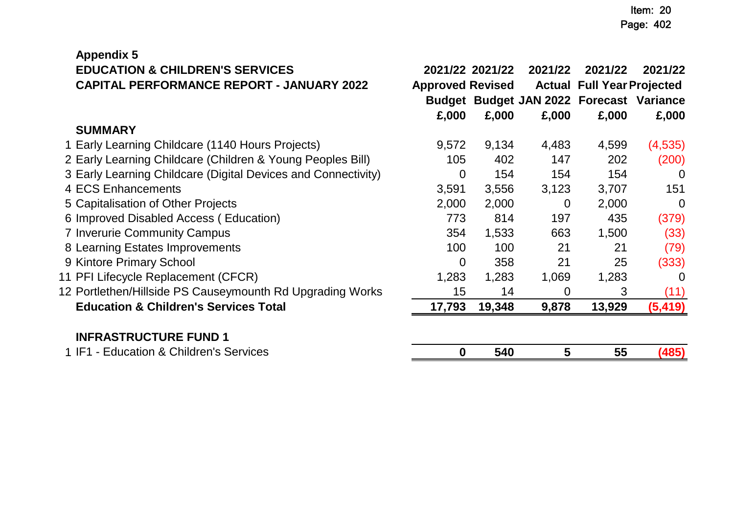## Appendix 5

## EDUCATION & CHILDREN'S SERVICES
## CAPITAL PERFORMANCE REPORT - JANUARY 2022

| | | 2021/22 Approved Budget £,000 | 2021/22 Revised Budget £,000 | 2021/22 Actual JAN 2022 £,000 | 2021/22 Full Year Forecast £,000 | 2021/22 Projected Variance £,000 |
|---|---|---|---|---|---|---|
| | **SUMMARY** | | | | | |
| 1 | Early Learning Childcare (1140 Hours Projects) | 9,572 | 9,134 | 4,483 | 4,599 | (4,535) |
| 2 | Early Learning Childcare (Children & Young Peoples Bill) | 105 | 402 | 147 | 202 | (200) |
| 3 | Early Learning Childcare (Digital Devices and Connectivity) | 0 | 154 | 154 | 154 | 0 |
| 4 | ECS Enhancements | 3,591 | 3,556 | 3,123 | 3,707 | 151 |
| 5 | Capitalisation of Other Projects | 2,000 | 2,000 | 0 | 2,000 | 0 |
| 6 | Improved Disabled Access ( Education) | 773 | 814 | 197 | 435 | (379) |
| 7 | Inverurie Community Campus | 354 | 1,533 | 663 | 1,500 | (33) |
| 8 | Learning Estates Improvements | 100 | 100 | 21 | 21 | (79) |
| 9 | Kintore Primary School | 0 | 358 | 21 | 25 | (333) |
| 11 | PFI Lifecycle Replacement (CFCR) | 1,283 | 1,283 | 1,069 | 1,283 | 0 |
| 12 | Portlethen/Hillside PS Causeymounth Rd Upgrading Works | 15 | 14 | 0 | 3 | (11) |
| | **Education & Children's Services Total** | **17,793** | **19,348** | **9,878** | **13,929** | **(5,419)** |
| | **INFRASTRUCTURE FUND 1** | | | | | |
| 1 | IF1 - Education & Children's Services | **0** | **540** | **5** | **55** | **(485)** |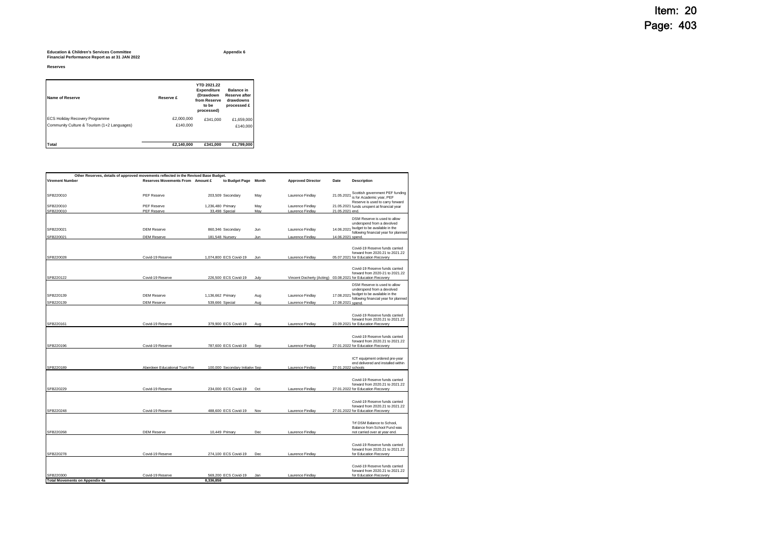**Education & Children's Services Committee**
**Financial Performance Report as at 31 JAN 2022**

**Appendix 6**

**Reserves**

| Name of Reserve | Reserve £ | YTD 2021.22 Expenditure (Drawdown from Reserve to be processed) | Balance in Reserve after drawdowns processed £ |
|---|---|---|---|
| ECS Holiday Recovery Programme | £2,000,000 | £341,000 | £1,659,000 |
| Community Culture & Tourism (1+2 Languages) | £140,000 | | £140,000 |
| **Total** | **£2,140,000** | **£341,000** | **£1,799,000** |

**Other Reserves, details of approved movements reflected in the Revised Base Budget.**

| Virement Number | Reserves Movements From | Amount £ | to Budget Page | Month | Approved Director | Date | Description |
|---|---|---|---|---|---|---|---|
| SFB220010 | PEF Reserve | 203,509 | Secondary | May | Laurence Findlay | 21.05.2021 | Scottish government PEF funding is for Academic year, PEF Reserve is used to carry forward funds unspent at financial year end. |
| SFB220010 | PEF Reserve | 1,236,480 | Primary | May | Laurence Findlay | 21.05.2021 | |
| SFB220010 | PEF Reserve | 33,498 | Special | May | Laurence Findlay | 21.05.2021 | |
| SFB220021 | DEM Reserve | 860,346 | Secondary | Jun | Laurence Findlay | 14.06.2021 | DSM Reserve is used to allow underspend from a devolved budget to be available in the following financial year for planned spend. |
| SFB220021 | DEM Reserve | 181,548 | Nursery | Jun | Laurence Findlay | 14.06.2021 | |
| SFB220028 | Covid-19 Reserve | 1,074,800 | ECS Covid-19 | Jun | Laurence Findlay | 05.07.2021 | Covid-19 Reserve funds carried forward from 2020.21 to 2021.22 for Education Recovery |
| SFB220122 | Covid-19 Reserve | 226,500 | ECS Covid-19 | July | Vincent Docherty (Acting) | 03.08.2021 | Covid-19 Reserve funds carried forward from 2020.21 to 2021.22 for Education Recovery |
| SFB220139 | DEM Reserve | 1,136,662 | Primary | Aug | Laurence Findlay | 17.08.2021 | DSM Reserve is used to allow underspend from a devolved budget to be available in the following financial year for planned spend. |
| SFB220139 | DEM Reserve | 539,666 | Special | Aug | Laurence Findlay | 17.08.2021 | |
| SFB220161 | Covid-19 Reserve | 379,900 | ECS Covid-19 | Aug | Laurence Findlay | 23.09.2021 | Covid-19 Reserve funds carried forward from 2020.21 to 2021.22 for Education Recovery |
| SFB220196 | Covid-19 Reserve | 787,600 | ECS Covid-19 | Sep | Laurence Findlay | 27.01.2022 | Covid-19 Reserve funds carried forward from 2020.21 to 2021.22 for Education Recovery |
| SFB220189 | Aberdeen Educational Trust Res | 100,000 | Secondary Initiativ | Sep | Laurence Findlay | 27.01.2022 | ICT equipment ordered pre-year end delivered and installed within schools |
| SFB220229 | Covid-19 Reserve | 234,000 | ECS Covid-19 | Oct | Laurence Findlay | 27.01.2022 | Covid-19 Reserve funds carried forward from 2020.21 to 2021.22 for Education Recovery |
| SFB220248 | Covid-19 Reserve | 488,600 | ECS Covid-19 | Nov | Laurence Findlay | 27.01.2022 | Covid-19 Reserve funds carried forward from 2020.21 to 2021.22 for Education Recovery |
| SFB220268 | DEM Reserve | 10,449 | Primary | Dec | Laurence Findlay | | Trf DSM Balance to School, Balance from School Fund was not carried over at year end. |
| SFB220278 | Covid-19 Reserve | 274,100 | ECS Covid-19 | Dec | Laurence Findlay | | Covid-19 Reserve funds carried forward from 2020.21 to 2021.22 for Education Recovery |
| SFB220300 | Covid-19 Reserve | 569,200 | ECS Covid-19 | Jan | Laurence Findlay | | Covid-19 Reserve funds carried forward from 2020.21 to 2021.22 for Education Recovery |
| **Total Movements on Appendix 4a** | | **8,336,858** | | | | | |